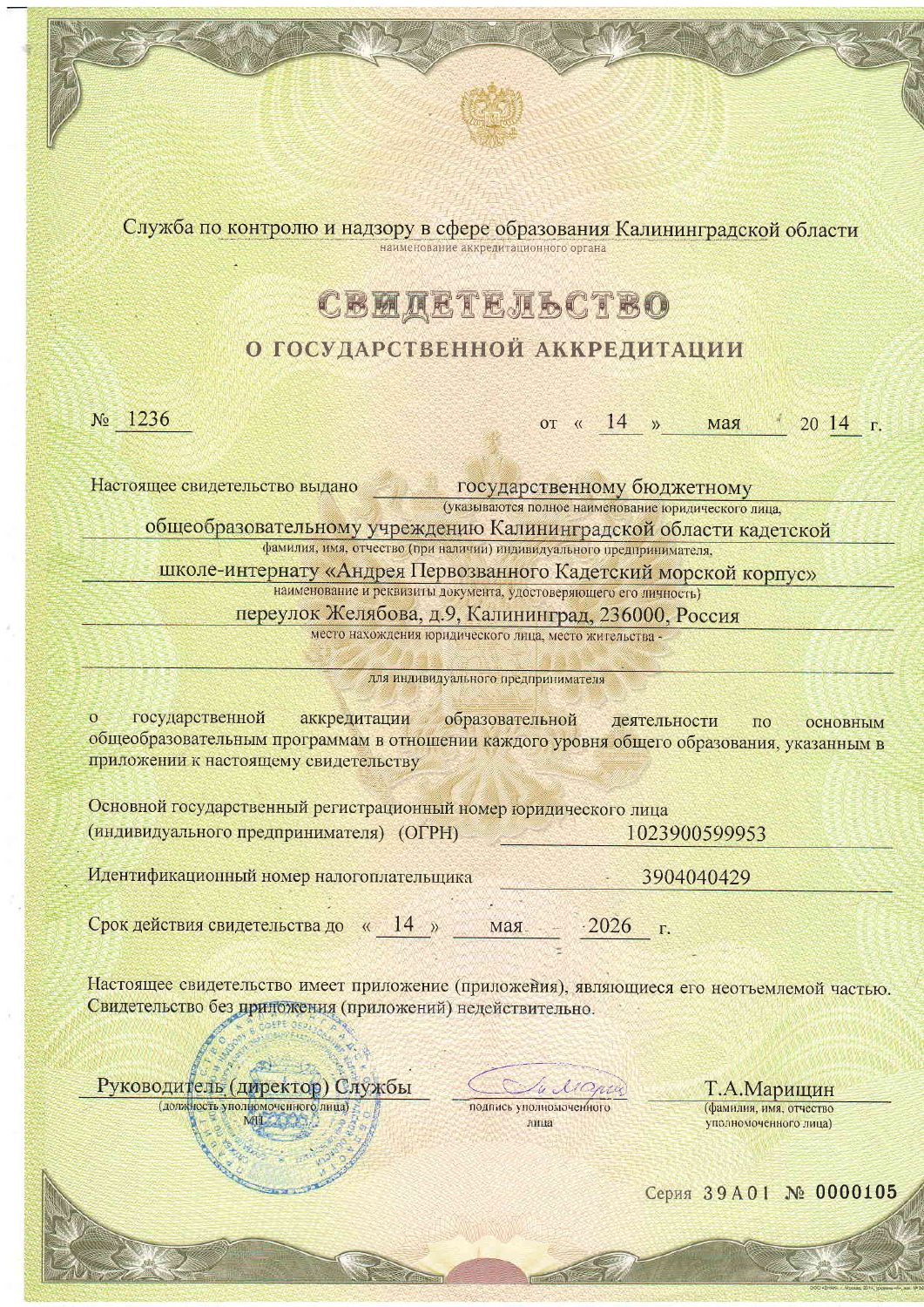Служба по контролю и надзору в сфере образования Калининградской области

наименование аккредитационного органа

# СВИДЕТЕЛЬСТВО

## О ГОСУДАРСТВЕННОЙ АККРЕДИТАЦИИ

№ 1236 от « 14 » мая 20 14 г.

Настоящее свидетельство выдано государственному бюджетному

(указываются полное наименование юридического лица,

общеобразовательному учреждению Калининградской области кадетской

фамилия, имя, отчество (при наличии) индивидуального предпринимателя,

школе-интернату «Андрея Первозванного Кадетский морской корпус»

наименование и реквизиты документа, удостоверяющего его личность)

переулок Желябова, д.9, Калининград, 236000, Россия

место нахождения юридического лица, место жительства -

для индивидуального предпринимателя

о государственной аккредитации образовательной деятельности по основным общеобразовательным программам в отношении каждого уровня общего образования, указанным в приложении к настоящему свидетельству

Основной государственный регистрационный номер юридического лица (индивидуального предпринимателя) (ОГРН) 1023900599953

Идентификационный номер налогоплательщика 3904040429

Срок действия свидетельства до « 14 » мая 2026 г.

Настоящее свидетельство имеет приложение (приложения), являющиеся его неотъемлемой частью. Свидетельство без приложения (приложений) недействительно.

| Руководитель (директор) Службы | | Т.А.Марищин |
| --- | --- | --- |
| (должность уполномоченного лица) | подпись уполномоченного лица | (фамилия, имя, отчество уполномоченного лица) |

М.П.

Серия 39А01 № 0000105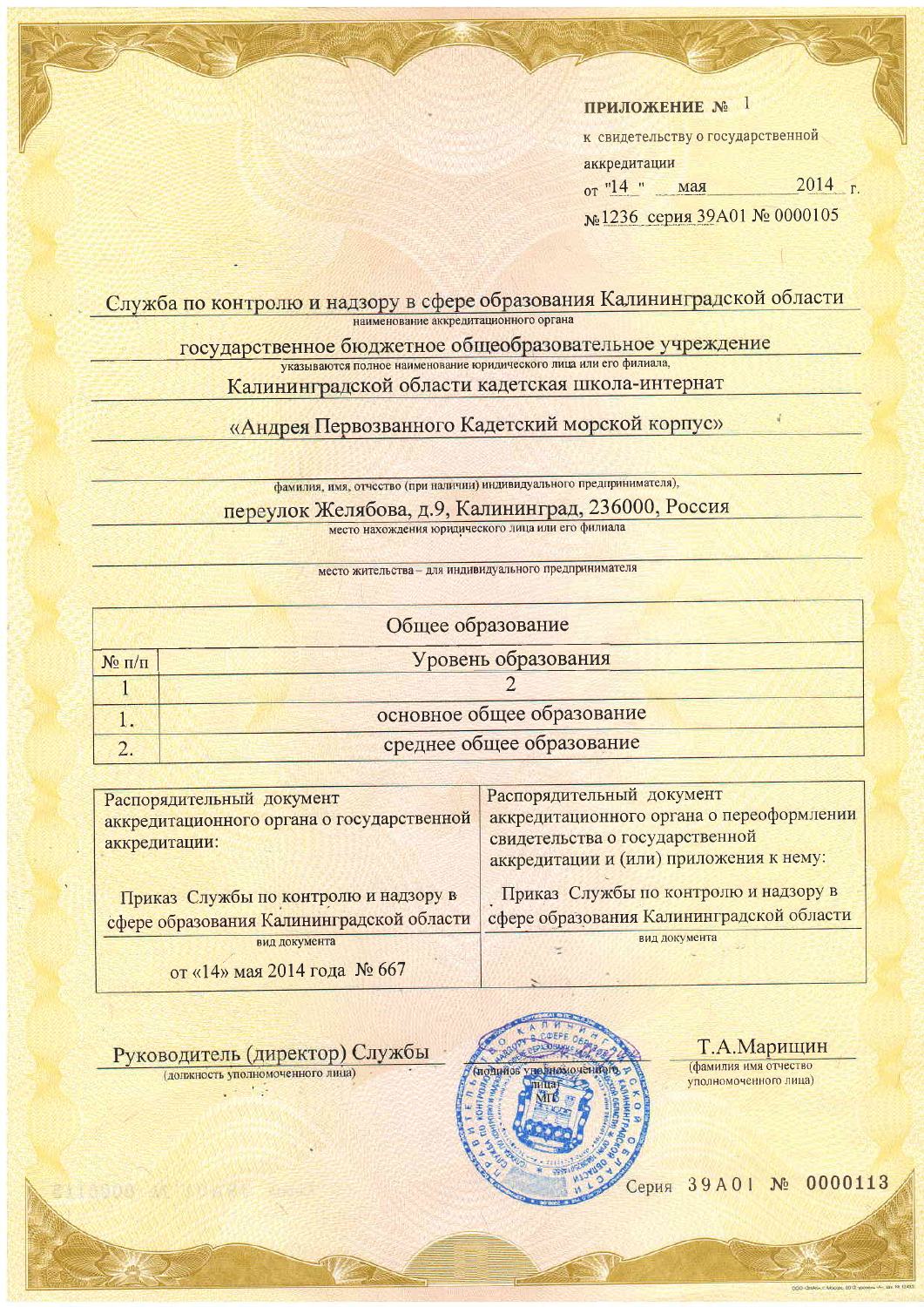**ПРИЛОЖЕНИЕ № 1**

к свидетельству о государственной аккредитации

от "14" мая 2014 г.

№1236 серия 39А01 № 0000105

Служба по контролю и надзору в сфере образования Калининградской области

наименование аккредитационного органа

государственное бюджетное общеобразовательное учреждение

указываются полное наименование юридического лица или его филиала,

Калининградской области кадетская школа-интернат

«Андрея Первозванного Кадетский морской корпус»

фамилия, имя, отчество (при наличии) индивидуального предпринимателя),

переулок Желябова, д.9, Калининград, 236000, Россия

место нахождения юридического лица или его филиала

место жительства – для индивидуального предпринимателя

| Общее образование | |
|---|---|
| № п/п | Уровень образования |
| 1 | 2 |
| 1. | основное общее образование |
| 2. | среднее общее образование |

| Распорядительный документ аккредитационного органа о государственной аккредитации: | Распорядительный документ аккредитационного органа о переоформлении свидетельства о государственной аккредитации и (или) приложения к нему: |
|---|---|
| Приказ Службы по контролю и надзору в сфере образования Калининградской области | Приказ Службы по контролю и надзору в сфере образования Калининградской области |
| вид документа | вид документа |
| от «14» мая 2014 года № 667 | |

Руководитель (директор) Службы

(должность уполномоченного лица)

(подпись уполномоченного лица)

МП

Т.А.Марищин

(фамилия имя отчество уполномоченного лица)

Серия 39А01 № 0000113